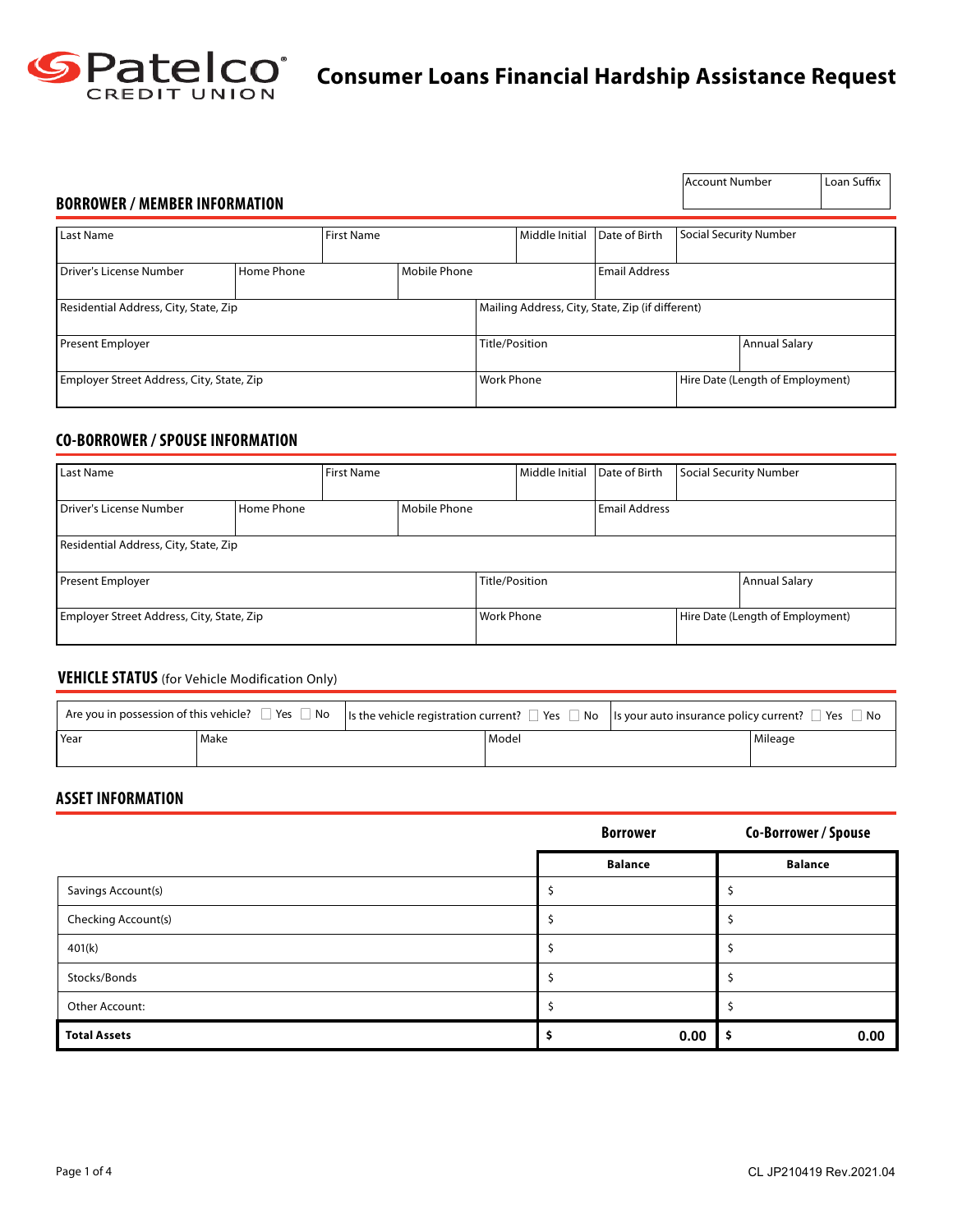# Patelco Credit Union

# Consumer Loans Financial Hardship Assistance Request

| Account Number | Loan Suffix |
|---|---|
| | |

## BORROWER / MEMBER INFORMATION

| Last Name | First Name | Middle Initial | Date of Birth | Social Security Number |
|---|---|---|---|---|
| | | | | |

| Driver's License Number | Home Phone | Mobile Phone | Email Address |
|---|---|---|---|
| | | | |

| Residential Address, City, State, Zip | Mailing Address, City, State, Zip (if different) |
|---|---|
| | |

| Present Employer | Title/Position | Annual Salary |
|---|---|---|
| | | |

| Employer Street Address, City, State, Zip | Work Phone | Hire Date (Length of Employment) |
|---|---|---|
| | | |

## CO-BORROWER / SPOUSE INFORMATION

| Last Name | First Name | Middle Initial | Date of Birth | Social Security Number |
|---|---|---|---|---|
| | | | | |

| Driver's License Number | Home Phone | Mobile Phone | Email Address |
|---|---|---|---|
| | | | |

| Residential Address, City, State, Zip |
|---|
| |

| Present Employer | Title/Position | Annual Salary |
|---|---|---|
| | | |

| Employer Street Address, City, State, Zip | Work Phone | Hire Date (Length of Employment) |
|---|---|---|
| | | |

## VEHICLE STATUS (for Vehicle Modification Only)

| Are you in possession of this vehicle? ☐ Yes ☐ No | Is the vehicle registration current? ☐ Yes ☐ No | Is your auto insurance policy current? ☐ Yes ☐ No |
|---|---|---|

| Year | Make | Model | Mileage |
|---|---|---|---|
| | | | |

## ASSET INFORMATION

| | Borrower | Co-Borrower / Spouse |
|---|---|---|
| | **Balance** | **Balance** |
| Savings Account(s) | $ | $ |
| Checking Account(s) | $ | $ |
| 401(k) | $ | $ |
| Stocks/Bonds | $ | $ |
| Other Account: | $ | $ |
| **Total Assets** | **$ 0.00** | **$ 0.00** |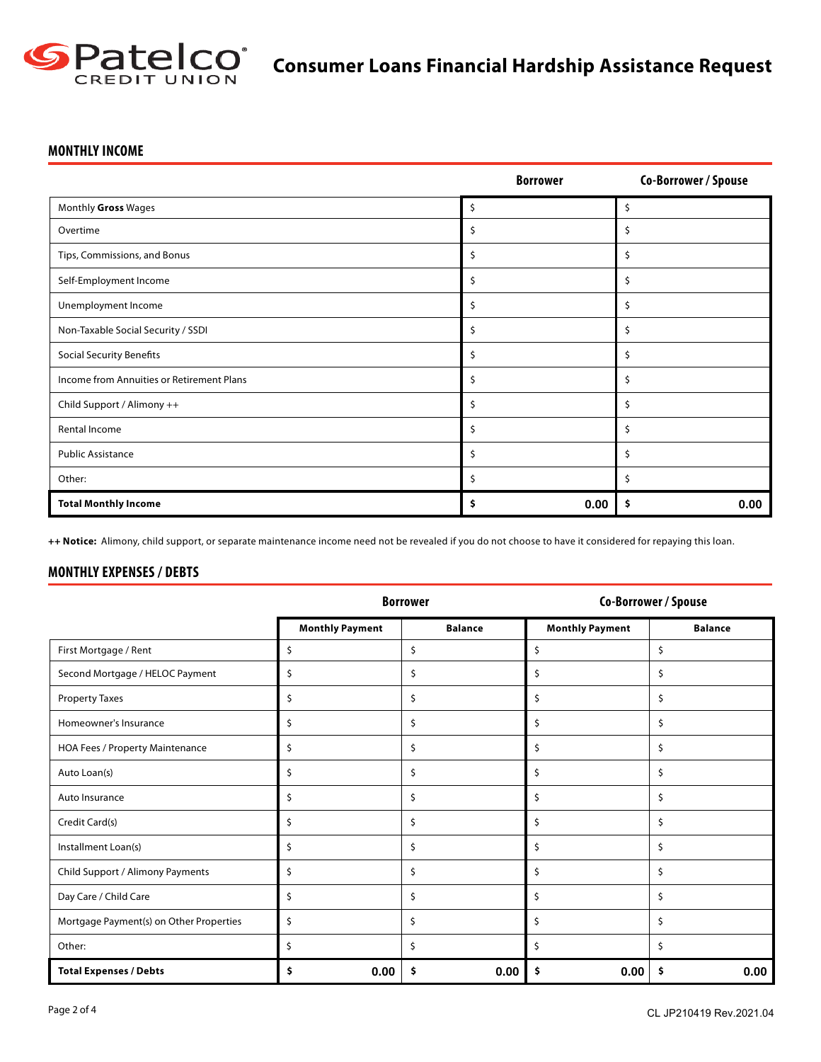# Consumer Loans Financial Hardship Assistance Request

## MONTHLY INCOME

| | Borrower | Co-Borrower / Spouse |
|---|---|---|
| Monthly **Gross** Wages | $ | $ |
| Overtime | $ | $ |
| Tips, Commissions, and Bonus | $ | $ |
| Self-Employment Income | $ | $ |
| Unemployment Income | $ | $ |
| Non-Taxable Social Security / SSDI | $ | $ |
| Social Security Benefits | $ | $ |
| Income from Annuities or Retirement Plans | $ | $ |
| Child Support / Alimony ++ | $ | $ |
| Rental Income | $ | $ |
| Public Assistance | $ | $ |
| Other: | $ | $ |
| **Total Monthly Income** | **$ 0.00** | **$ 0.00** |

**++ Notice:** Alimony, child support, or separate maintenance income need not be revealed if you do not choose to have it considered for repaying this loan.

## MONTHLY EXPENSES / DEBTS

| | Borrower | | Co-Borrower / Spouse | |
|---|---|---|---|---|
| | **Monthly Payment** | **Balance** | **Monthly Payment** | **Balance** |
| First Mortgage / Rent | $ | $ | $ | $ |
| Second Mortgage / HELOC Payment | $ | $ | $ | $ |
| Property Taxes | $ | $ | $ | $ |
| Homeowner's Insurance | $ | $ | $ | $ |
| HOA Fees / Property Maintenance | $ | $ | $ | $ |
| Auto Loan(s) | $ | $ | $ | $ |
| Auto Insurance | $ | $ | $ | $ |
| Credit Card(s) | $ | $ | $ | $ |
| Installment Loan(s) | $ | $ | $ | $ |
| Child Support / Alimony Payments | $ | $ | $ | $ |
| Day Care / Child Care | $ | $ | $ | $ |
| Mortgage Payment(s) on Other Properties | $ | $ | $ | $ |
| Other: | $ | $ | $ | $ |
| **Total Expenses / Debts** | **$ 0.00** | **$ 0.00** | **$ 0.00** | **$ 0.00** |

CL JP210419 Rev.2021.04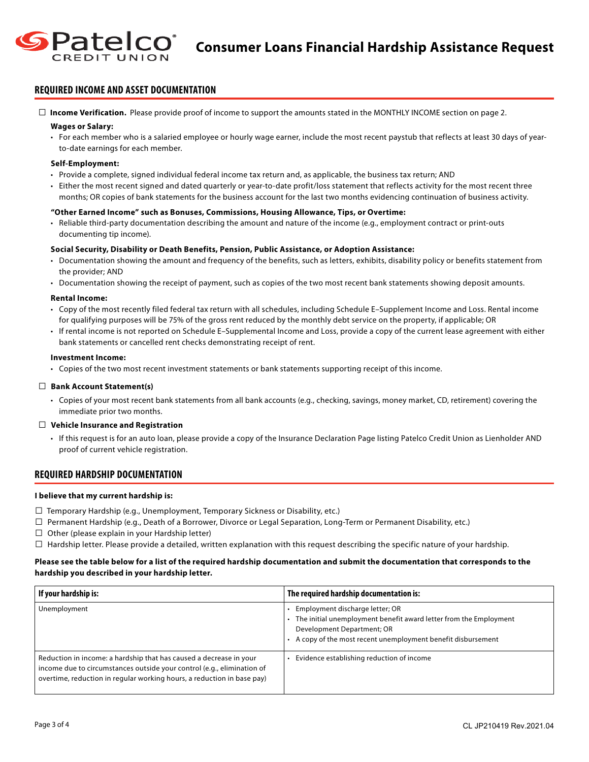# Consumer Loans Financial Hardship Assistance Request

## REQUIRED INCOME AND ASSET DOCUMENTATION

☐ **Income Verification.** Please provide proof of income to support the amounts stated in the MONTHLY INCOME section on page 2.

**Wages or Salary:**

- For each member who is a salaried employee or hourly wage earner, include the most recent paystub that reflects at least 30 days of year-to-date earnings for each member.

**Self-Employment:**

- Provide a complete, signed individual federal income tax return and, as applicable, the business tax return; AND
- Either the most recent signed and dated quarterly or year-to-date profit/loss statement that reflects activity for the most recent three months; OR copies of bank statements for the business account for the last two months evidencing continuation of business activity.

**"Other Earned Income" such as Bonuses, Commissions, Housing Allowance, Tips, or Overtime:**

- Reliable third-party documentation describing the amount and nature of the income (e.g., employment contract or print-outs documenting tip income).

**Social Security, Disability or Death Benefits, Pension, Public Assistance, or Adoption Assistance:**

- Documentation showing the amount and frequency of the benefits, such as letters, exhibits, disability policy or benefits statement from the provider; AND
- Documentation showing the receipt of payment, such as copies of the two most recent bank statements showing deposit amounts.

**Rental Income:**

- Copy of the most recently filed federal tax return with all schedules, including Schedule E–Supplement Income and Loss. Rental income for qualifying purposes will be 75% of the gross rent reduced by the monthly debt service on the property, if applicable; OR
- If rental income is not reported on Schedule E–Supplemental Income and Loss, provide a copy of the current lease agreement with either bank statements or cancelled rent checks demonstrating receipt of rent.

**Investment Income:**

- Copies of the two most recent investment statements or bank statements supporting receipt of this income.

☐ **Bank Account Statement(s)**

- Copies of your most recent bank statements from all bank accounts (e.g., checking, savings, money market, CD, retirement) covering the immediate prior two months.

☐ **Vehicle Insurance and Registration**

- If this request is for an auto loan, please provide a copy of the Insurance Declaration Page listing Patelco Credit Union as Lienholder AND proof of current vehicle registration.

## REQUIRED HARDSHIP DOCUMENTATION

**I believe that my current hardship is:**

☐ Temporary Hardship (e.g., Unemployment, Temporary Sickness or Disability, etc.)
☐ Permanent Hardship (e.g., Death of a Borrower, Divorce or Legal Separation, Long-Term or Permanent Disability, etc.)
☐ Other (please explain in your Hardship letter)
☐ Hardship letter. Please provide a detailed, written explanation with this request describing the specific nature of your hardship.

**Please see the table below for a list of the required hardship documentation and submit the documentation that corresponds to the hardship you described in your hardship letter.**

| If your hardship is: | The required hardship documentation is: |
|---|---|
| Unemployment | • Employment discharge letter; OR<br>• The initial unemployment benefit award letter from the Employment Development Department; OR<br>• A copy of the most recent unemployment benefit disbursement |
| Reduction in income: a hardship that has caused a decrease in your income due to circumstances outside your control (e.g., elimination of overtime, reduction in regular working hours, a reduction in base pay) | • Evidence establishing reduction of income |

CL JP210419 Rev.2021.04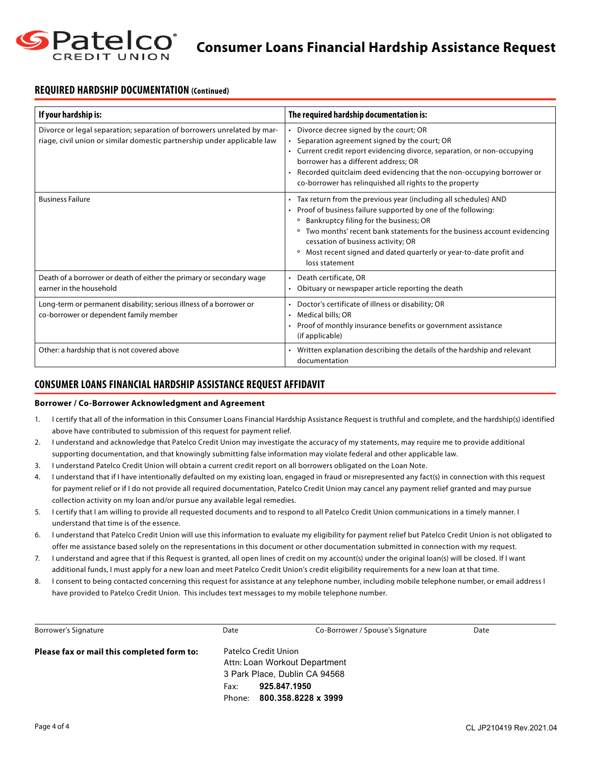## REQUIRED HARDSHIP DOCUMENTATION (Continued)

| If your hardship is: | The required hardship documentation is: |
| --- | --- |
| Divorce or legal separation; separation of borrowers unrelated by marriage, civil union or similar domestic partnership under applicable law | • Divorce decree signed by the court; OR<br>• Separation agreement signed by the court; OR<br>• Current credit report evidencing divorce, separation, or non-occupying borrower has a different address; OR<br>• Recorded quitclaim deed evidencing that the non-occupying borrower or co-borrower has relinquished all rights to the property |
| Business Failure | • Tax return from the previous year (including all schedules) AND<br>• Proof of business failure supported by one of the following:<br>  ◦ Bankruptcy filing for the business; OR<br>  ◦ Two months' recent bank statements for the business account evidencing cessation of business activity; OR<br>  ◦ Most recent signed and dated quarterly or year-to-date profit and loss statement |
| Death of a borrower or death of either the primary or secondary wage earner in the household | • Death certificate, OR<br>• Obituary or newspaper article reporting the death |
| Long-term or permanent disability; serious illness of a borrower or co-borrower or dependent family member | • Doctor's certificate of illness or disability; OR<br>• Medical bills; OR<br>• Proof of monthly insurance benefits or government assistance (if applicable) |
| Other: a hardship that is not covered above | • Written explanation describing the details of the hardship and relevant documentation |

## CONSUMER LOANS FINANCIAL HARDSHIP ASSISTANCE REQUEST AFFIDAVIT

**Borrower / Co-Borrower Acknowledgment and Agreement**

1. I certify that all of the information in this Consumer Loans Financial Hardship Assistance Request is truthful and complete, and the hardship(s) identified above have contributed to submission of this request for payment relief.
2. I understand and acknowledge that Patelco Credit Union may investigate the accuracy of my statements, may require me to provide additional supporting documentation, and that knowingly submitting false information may violate federal and other applicable law.
3. I understand Patelco Credit Union will obtain a current credit report on all borrowers obligated on the Loan Note.
4. I understand that if I have intentionally defaulted on my existing loan, engaged in fraud or misrepresented any fact(s) in connection with this request for payment relief or if I do not provide all required documentation, Patelco Credit Union may cancel any payment relief granted and may pursue collection activity on my loan and/or pursue any available legal remedies.
5. I certify that I am willing to provide all requested documents and to respond to all Patelco Credit Union communications in a timely manner. I understand that time is of the essence.
6. I understand that Patelco Credit Union will use this information to evaluate my eligibility for payment relief but Patelco Credit Union is not obligated to offer me assistance based solely on the representations in this document or other documentation submitted in connection with my request.
7. I understand and agree that if this Request is granted, all open lines of credit on my account(s) under the original loan(s) will be closed. If I want additional funds, I must apply for a new loan and meet Patelco Credit Union's credit eligibility requirements for a new loan at that time.
8. I consent to being contacted concerning this request for assistance at any telephone number, including mobile telephone number, or email address I have provided to Patelco Credit Union. This includes text messages to my mobile telephone number.

Borrower's Signature &nbsp;&nbsp;&nbsp; Date &nbsp;&nbsp;&nbsp; Co-Borrower / Spouse's Signature &nbsp;&nbsp;&nbsp; Date

**Please fax or mail this completed form to:**

Patelco Credit Union
Attn: Loan Workout Department
3 Park Place, Dublin CA 94568
Fax: **925.847.1950**
Phone: **800.358.8228 x 3999**

CL JP210419 Rev.2021.04